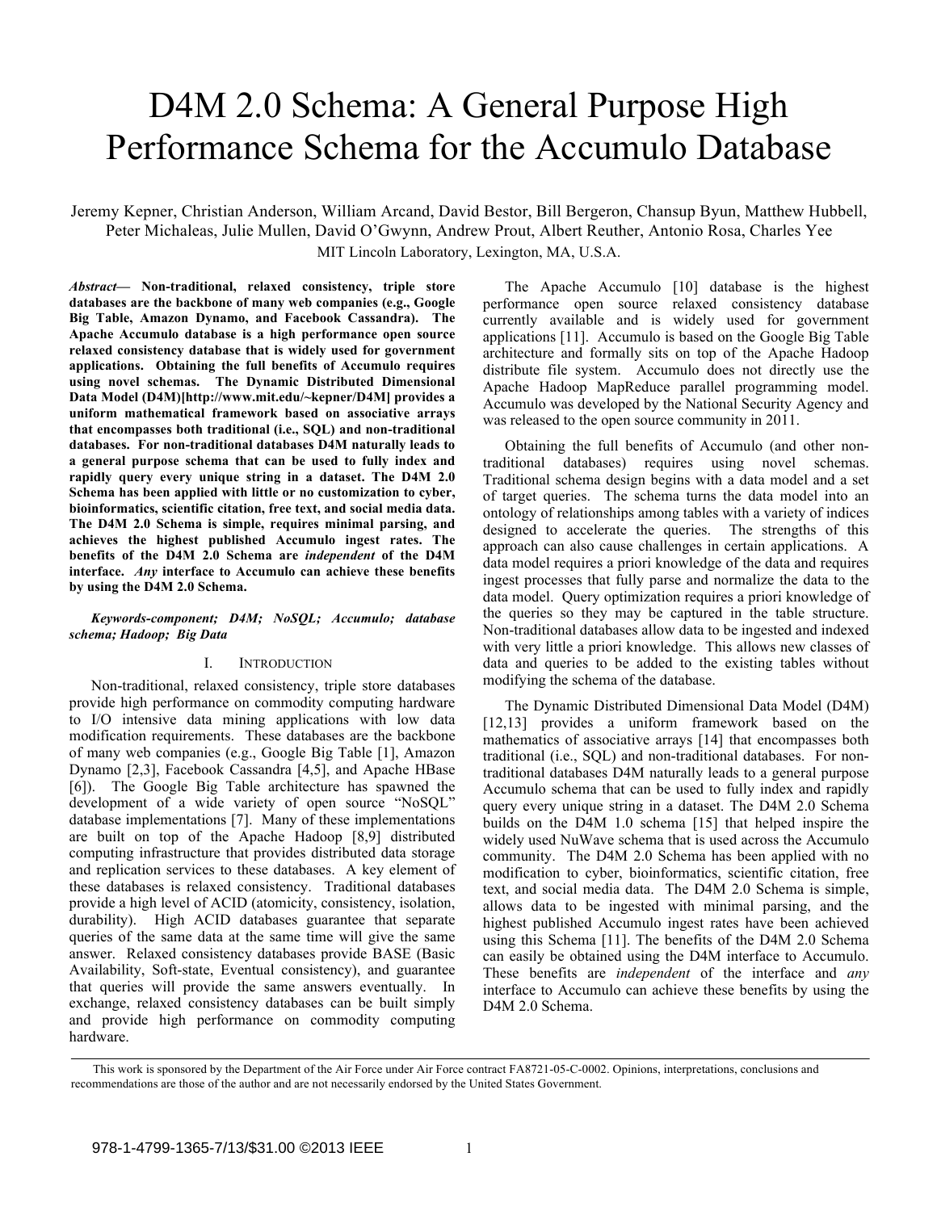# D4M 2.0 Schema: A General Purpose High Performance Schema for the Accumulo Database

Jeremy Kepner, Christian Anderson, William Arcand, David Bestor, Bill Bergeron, Chansup Byun, Matthew Hubbell, Peter Michaleas, Julie Mullen, David O'Gwynn, Andrew Prout, Albert Reuther, Antonio Rosa, Charles Yee

MIT Lincoln Laboratory, Lexington, MA, U.S.A.

***Abstract*— Non-traditional, relaxed consistency, triple store databases are the backbone of many web companies (e.g., Google Big Table, Amazon Dynamo, and Facebook Cassandra). The Apache Accumulo database is a high performance open source relaxed consistency database that is widely used for government applications. Obtaining the full benefits of Accumulo requires using novel schemas. The Dynamic Distributed Dimensional Data Model (D4M)[http://www.mit.edu/~kepner/D4M] provides a uniform mathematical framework based on associative arrays that encompasses both traditional (i.e., SQL) and non-traditional databases. For non-traditional databases D4M naturally leads to a general purpose schema that can be used to fully index and rapidly query every unique string in a dataset. The D4M 2.0 Schema has been applied with little or no customization to cyber, bioinformatics, scientific citation, free text, and social media data. The D4M 2.0 Schema is simple, requires minimal parsing, and achieves the highest published Accumulo ingest rates. The benefits of the D4M 2.0 Schema are *independent* of the D4M interface. *Any* interface to Accumulo can achieve these benefits by using the D4M 2.0 Schema.**

***Keywords-component; D4M; NoSQL; Accumulo; database schema; Hadoop; Big Data***

## I. Introduction

Non-traditional, relaxed consistency, triple store databases provide high performance on commodity computing hardware to I/O intensive data mining applications with low data modification requirements. These databases are the backbone of many web companies (e.g., Google Big Table [1], Amazon Dynamo [2,3], Facebook Cassandra [4,5], and Apache HBase [6]). The Google Big Table architecture has spawned the development of a wide variety of open source "NoSQL" database implementations [7]. Many of these implementations are built on top of the Apache Hadoop [8,9] distributed computing infrastructure that provides distributed data storage and replication services to these databases. A key element of these databases is relaxed consistency. Traditional databases provide a high level of ACID (atomicity, consistency, isolation, durability). High ACID databases guarantee that separate queries of the same data at the same time will give the same answer. Relaxed consistency databases provide BASE (Basic Availability, Soft-state, Eventual consistency), and guarantee that queries will provide the same answers eventually. In exchange, relaxed consistency databases can be built simply and provide high performance on commodity computing hardware.

The Apache Accumulo [10] database is the highest performance open source relaxed consistency database currently available and is widely used for government applications [11]. Accumulo is based on the Google Big Table architecture and formally sits on top of the Apache Hadoop distribute file system. Accumulo does not directly use the Apache Hadoop MapReduce parallel programming model. Accumulo was developed by the National Security Agency and was released to the open source community in 2011.

Obtaining the full benefits of Accumulo (and other non-traditional databases) requires using novel schemas. Traditional schema design begins with a data model and a set of target queries. The schema turns the data model into an ontology of relationships among tables with a variety of indices designed to accelerate the queries. The strengths of this approach can also cause challenges in certain applications. A data model requires a priori knowledge of the data and requires ingest processes that fully parse and normalize the data to the data model. Query optimization requires a priori knowledge of the queries so they may be captured in the table structure. Non-traditional databases allow data to be ingested and indexed with very little a priori knowledge. This allows new classes of data and queries to be added to the existing tables without modifying the schema of the database.

The Dynamic Distributed Dimensional Data Model (D4M) [12,13] provides a uniform framework based on the mathematics of associative arrays [14] that encompasses both traditional (i.e., SQL) and non-traditional databases. For non-traditional databases D4M naturally leads to a general purpose Accumulo schema that can be used to fully index and rapidly query every unique string in a dataset. The D4M 2.0 Schema builds on the D4M 1.0 schema [15] that helped inspire the widely used NuWave schema that is used across the Accumulo community. The D4M 2.0 Schema has been applied with no modification to cyber, bioinformatics, scientific citation, free text, and social media data. The D4M 2.0 Schema is simple, allows data to be ingested with minimal parsing, and the highest published Accumulo ingest rates have been achieved using this Schema [11]. The benefits of the D4M 2.0 Schema can easily be obtained using the D4M interface to Accumulo. These benefits are *independent* of the interface and *any* interface to Accumulo can achieve these benefits by using the D4M 2.0 Schema.

This work is sponsored by the Department of the Air Force under Air Force contract FA8721-05-C-0002. Opinions, interpretations, conclusions and recommendations are those of the author and are not necessarily endorsed by the United States Government.

978-1-4799-1365-7/13/$31.00 ©2013 IEEE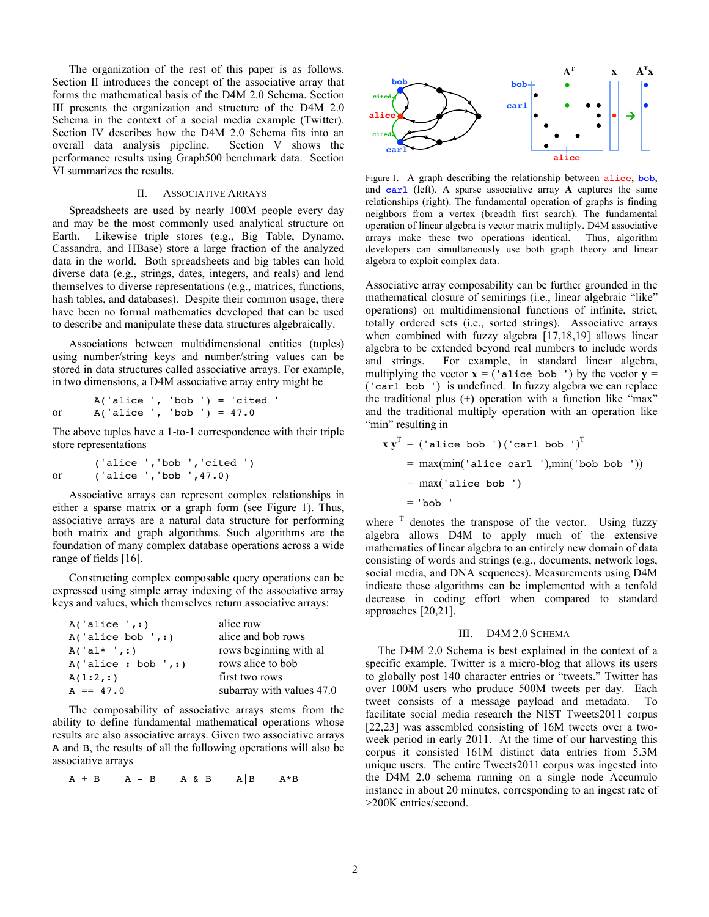The organization of the rest of this paper is as follows. Section II introduces the concept of the associative array that forms the mathematical basis of the D4M 2.0 Schema. Section III presents the organization and structure of the D4M 2.0 Schema in the context of a social media example (Twitter). Section IV describes how the D4M 2.0 Schema fits into an overall data analysis pipeline. Section V shows the performance results using Graph500 benchmark data. Section VI summarizes the results.

## II. Associative Arrays

Spreadsheets are used by nearly 100M people every day and may be the most commonly used analytical structure on Earth. Likewise triple stores (e.g., Big Table, Dynamo, Cassandra, and HBase) store a large fraction of the analyzed data in the world. Both spreadsheets and big tables can hold diverse data (e.g., strings, dates, integers, and reals) and lend themselves to diverse representations (e.g., matrices, functions, hash tables, and databases). Despite their common usage, there have been no formal mathematics developed that can be used to describe and manipulate these data structures algebraically.

Associations between multidimensional entities (tuples) using number/string keys and number/string values can be stored in data structures called associative arrays. For example, in two dimensions, a D4M associative array entry might be

```
    A('alice ', 'bob ') = 'cited '
or  A('alice ', 'bob ') = 47.0
```

The above tuples have a 1-to-1 correspondence with their triple store representations

```
    ('alice ','bob ','cited ')
or  ('alice ','bob ',47.0)
```

Associative arrays can represent complex relationships in either a sparse matrix or a graph form (see Figure 1). Thus, associative arrays are a natural data structure for performing both matrix and graph algorithms. Such algorithms are the foundation of many complex database operations across a wide range of fields [16].

Constructing complex composable query operations can be expressed using simple array indexing of the associative array keys and values, which themselves return associative arrays:

| | |
|---|---|
| `A('alice ',:)` | alice row |
| `A('alice bob ',:)` | alice and bob rows |
| `A('al* ',:)` | rows beginning with al |
| `A('alice : bob ',:)` | rows alice to bob |
| `A(1:2,:)` | first two rows |
| `A == 47.0` | subarray with values 47.0 |

The composability of associative arrays stems from the ability to define fundamental mathematical operations whose results are also associative arrays. Given two associative arrays A and B, the results of all the following operations will also be associative arrays

```
A + B    A - B    A & B    A|B    A*B
```

Figure 1. A graph describing the relationship between alice, bob, and carl (left). A sparse associative array **A** captures the same relationships (right). The fundamental operation of graphs is finding neighbors from a vertex (breadth first search). The fundamental operation of linear algebra is vector matrix multiply. D4M associative arrays make these two operations identical. Thus, algorithm developers can simultaneously use both graph theory and linear algebra to exploit complex data.

Associative array composability can be further grounded in the mathematical closure of semirings (i.e., linear algebraic "like" operations) on multidimensional functions of infinite, strict, totally ordered sets (i.e., sorted strings). Associative arrays when combined with fuzzy algebra [17,18,19] allows linear algebra to be extended beyond real numbers to include words and strings. For example, in standard linear algebra, multiplying the vector **x** = (`'alice bob '`) by the vector **y** = (`'carl bob '`) is undefined. In fuzzy algebra we can replace the traditional plus (+) operation with a function like "max" and the traditional multiply operation with an operation like "min" resulting in

$$
\begin{aligned}
\mathbf{x}\,\mathbf{y}^{\mathsf{T}} &= (\texttt{'alice bob '})(\texttt{'carl bob '})^{\mathsf{T}} \\
&= \max(\min(\texttt{'alice carl '}),\min(\texttt{'bob bob '})) \\
&= \max(\texttt{'alice bob '}) \\
&= \texttt{'bob '}
\end{aligned}
$$

where $^{\mathsf{T}}$ denotes the transpose of the vector. Using fuzzy algebra allows D4M to apply much of the extensive mathematics of linear algebra to an entirely new domain of data consisting of words and strings (e.g., documents, network logs, social media, and DNA sequences). Measurements using D4M indicate these algorithms can be implemented with a tenfold decrease in coding effort when compared to standard approaches [20,21].

## III. D4M 2.0 Schema

The D4M 2.0 Schema is best explained in the context of a specific example. Twitter is a micro-blog that allows its users to globally post 140 character entries or "tweets." Twitter has over 100M users who produce 500M tweets per day. Each tweet consists of a message payload and metadata. To facilitate social media research the NIST Tweets2011 corpus [22,23] was assembled consisting of 16M tweets over a two-week period in early 2011. At the time of our harvesting this corpus it consisted 161M distinct data entries from 5.3M unique users. The entire Tweets2011 corpus was ingested into the D4M 2.0 schema running on a single node Accumulo instance in about 20 minutes, corresponding to an ingest rate of >200K entries/second.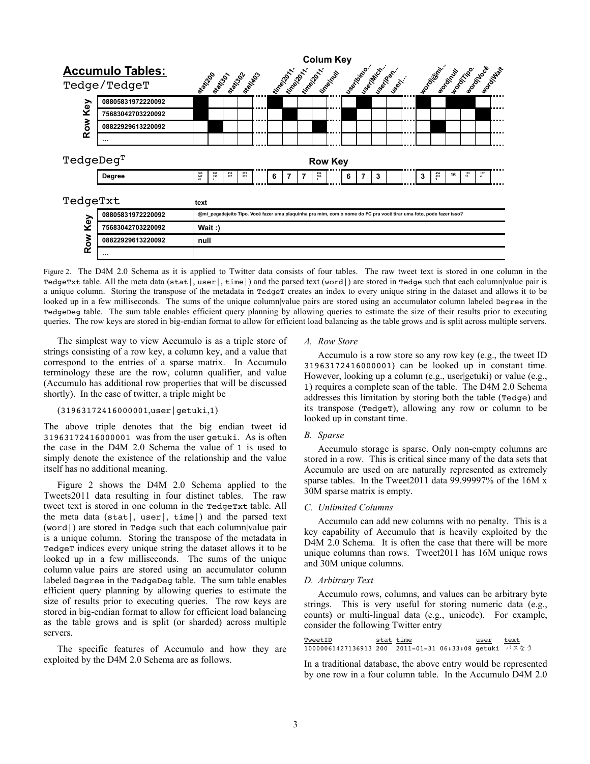**Accumulo Tables:**

Tedge/TedgeT

| Row Key | stat\|200 | stat\|301 | stat\|302 | stat\|403 | ... | time\|2011- | time\|2011- | time\|2011- | time\|null | ... | user\|bimo... | user\|Mich... | user\|Pen... | user\|... | ... | word\|@mi... | word\|null | word\|Tipo. | word\|Você | word\|Wait | ... |
|---|---|---|---|---|---|---|---|---|---|---|---|---|---|---|---|---|---|---|---|---|---|
| 08805831972220092 | ■ | | | | | ■ | | | | | | ■ | | | | ■ | | ■ | ■ | | |
| 75683042703220092 | ■ | | | | | | ■ | | | | ■ | | | | | | | | | ■ | |
| 08822929613220092 | | ■ | | | | | | | ■ | | ■ | | | | | | ■ | | | | |
| ... | | | | | | | | | | | | | | | | | | | | | |

TedgeDeg$^T$

| | Row Key | | | | | | | | | | | | | | | | | | | | |
|---|---|---|---|---|---|---|---|---|---|---|---|---|---|---|---|---|---|---|---|---|---|
| Degree | 108 642 73 | 286 150 7 | 836 327 | 825 822 | ... | 6 | 7 | 7 | 454 296 8 | ... | 6 | 7 | 3 | | ... | 3 | 454 603 9 | 16 | 102 23 | 162 4 | ... |

TedgeTxt

| Row Key | text |
|---|---|
| 08805831972220092 | @mi_pegadejeito Tipo. Você fazer uma plaquinha pra mim, com o nome do FC pra você tirar uma foto, pode fazer isso? |
| 75683042703220092 | Wait :) |
| 08822929613220092 | null |
| ... | |

Figure 2. The D4M 2.0 Schema as it is applied to Twitter data consists of four tables. The raw tweet text is stored in one column in the TedgeTxt table. All the meta data (stat|, user|, time|) and the parsed text (word|) are stored in Tedge such that each column|value pair is a unique column. Storing the transpose of the metadata in TedgeT creates an index to every unique string in the dataset and allows it to be looked up in a few milliseconds. The sums of the unique column|value pairs are stored using an accumulator column labeled Degree in the TedgeDeg table. The sum table enables efficient query planning by allowing queries to estimate the size of their results prior to executing queries. The row keys are stored in big-endian format to allow for efficient load balancing as the table grows and is split across multiple servers.

The simplest way to view Accumulo is as a triple store of strings consisting of a row key, a column key, and a value that correspond to the entries of a sparse matrix. In Accumulo terminology these are the row, column qualifier, and value (Accumulo has additional row properties that will be discussed shortly). In the case of twitter, a triple might be

(31963172416000001,user|getuki,1)

The above triple denotes that the big endian tweet id 31963172416000001 was from the user getuki. As is often the case in the D4M 2.0 Schema the value of 1 is used to simply denote the existence of the relationship and the value itself has no additional meaning.

Figure 2 shows the D4M 2.0 Schema applied to the Tweets2011 data resulting in four distinct tables. The raw tweet text is stored in one column in the TedgeTxt table. All the meta data (stat|, user|, time|) and the parsed text (word|) are stored in Tedge such that each column|value pair is a unique column. Storing the transpose of the metadata in TedgeT indices every unique string the dataset allows it to be looked up in a few milliseconds. The sums of the unique column|value pairs are stored using an accumulator column labeled Degree in the TedgeDeg table. The sum table enables efficient query planning by allowing queries to estimate the size of results prior to executing queries. The row keys are stored in big-endian format to allow for efficient load balancing as the table grows and is split (or sharded) across multiple servers.

The specific features of Accumulo and how they are exploited by the D4M 2.0 Schema are as follows.

### *A. Row Store*

Accumulo is a row store so any row key (e.g., the tweet ID 31963172416000001) can be looked up in constant time. However, looking up a column (e.g., user|getuki) or value (e.g., 1) requires a complete scan of the table. The D4M 2.0 Schema addresses this limitation by storing both the table (Tedge) and its transpose (TedgeT), allowing any row or column to be looked up in constant time.

### *B. Sparse*

Accumulo storage is sparse. Only non-empty columns are stored in a row. This is critical since many of the data sets that Accumulo are used on are naturally represented as extremely sparse tables. In the Tweet2011 data 99.99997% of the 16M x 30M sparse matrix is empty.

### *C. Unlimited Columns*

Accumulo can add new columns with no penalty. This is a key capability of Accumulo that is heavily exploited by the D4M 2.0 Schema. It is often the case that there will be more unique columns than rows. Tweet2011 has 16M unique rows and 30M unique columns.

### *D. Arbitrary Text*

Accumulo rows, columns, and values can be arbitrary byte strings. This is very useful for storing numeric data (e.g., counts) or multi-lingual data (e.g., unicode). For example, consider the following Twitter entry

| TweetID | stat | time | user | text |
|---|---|---|---|---|
| 10000061427136913 | 200 | 2011-01-31 06:33:08 | getuki | バスなう |

In a traditional database, the above entry would be represented by one row in a four column table. In the Accumulo D4M 2.0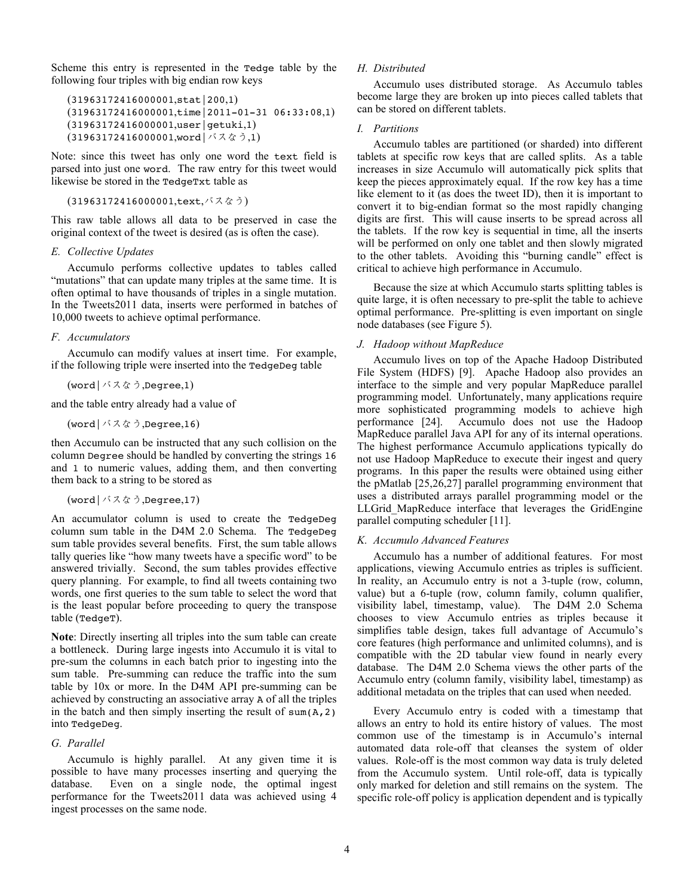Scheme this entry is represented in the `Tedge` table by the following four triples with big endian row keys

```
(31963172416000001,stat|200,1)
(31963172416000001,time|2011-01-31 06:33:08,1)
(31963172416000001,user|getuki,1)
(31963172416000001,word|バスなう,1)
```

Note: since this tweet has only one word the `text` field is parsed into just one `word`. The raw entry for this tweet would likewise be stored in the `TedgeTxt` table as

```
(31963172416000001,text,バスなう)
```

This raw table allows all data to be preserved in case the original context of the tweet is desired (as is often the case).

### *E. Collective Updates*

Accumulo performs collective updates to tables called "mutations" that can update many triples at the same time. It is often optimal to have thousands of triples in a single mutation. In the Tweets2011 data, inserts were performed in batches of 10,000 tweets to achieve optimal performance.

### *F. Accumulators*

Accumulo can modify values at insert time. For example, if the following triple were inserted into the `TedgeDeg` table

```
(word|バスなう,Degree,1)
```

and the table entry already had a value of

```
(word|バスなう,Degree,16)
```

then Accumulo can be instructed that any such collision on the column `Degree` should be handled by converting the strings `16` and `1` to numeric values, adding them, and then converting them back to a string to be stored as

```
(word|バスなう,Degree,17)
```

An accumulator column is used to create the `TedgeDeg` column sum table in the D4M 2.0 Schema. The `TedgeDeg` sum table provides several benefits. First, the sum table allows tally queries like "how many tweets have a specific word" to be answered trivially. Second, the sum tables provides effective query planning. For example, to find all tweets containing two words, one first queries to the sum table to select the word that is the least popular before proceeding to query the transpose table (`TedgeT`).

**Note**: Directly inserting all triples into the sum table can create a bottleneck. During large ingests into Accumulo it is vital to pre-sum the columns in each batch prior to ingesting into the sum table. Pre-summing can reduce the traffic into the sum table by 10x or more. In the D4M API pre-summing can be achieved by constructing an associative array `A` of all the triples in the batch and then simply inserting the result of `sum(A,2)` into `TedgeDeg`.

### *G. Parallel*

Accumulo is highly parallel. At any given time it is possible to have many processes inserting and querying the database. Even on a single node, the optimal ingest performance for the Tweets2011 data was achieved using 4 ingest processes on the same node.

### *H. Distributed*

Accumulo uses distributed storage. As Accumulo tables become large they are broken up into pieces called tablets that can be stored on different tablets.

### *I. Partitions*

Accumulo tables are partitioned (or sharded) into different tablets at specific row keys that are called splits. As a table increases in size Accumulo will automatically pick splits that keep the pieces approximately equal. If the row key has a time like element to it (as does the tweet ID), then it is important to convert it to big-endian format so the most rapidly changing digits are first. This will cause inserts to be spread across all the tablets. If the row key is sequential in time, all the inserts will be performed on only one tablet and then slowly migrated to the other tablets. Avoiding this "burning candle" effect is critical to achieve high performance in Accumulo.

Because the size at which Accumulo starts splitting tables is quite large, it is often necessary to pre-split the table to achieve optimal performance. Pre-splitting is even important on single node databases (see Figure 5).

### *J. Hadoop without MapReduce*

Accumulo lives on top of the Apache Hadoop Distributed File System (HDFS) [9]. Apache Hadoop also provides an interface to the simple and very popular MapReduce parallel programming model. Unfortunately, many applications require more sophisticated programming models to achieve high performance [24]. Accumulo does not use the Hadoop MapReduce parallel Java API for any of its internal operations. The highest performance Accumulo applications typically do not use Hadoop MapReduce to execute their ingest and query programs. In this paper the results were obtained using either the pMatlab [25,26,27] parallel programming environment that uses a distributed arrays parallel programming model or the LLGrid_MapReduce interface that leverages the GridEngine parallel computing scheduler [11].

### *K. Accumulo Advanced Features*

Accumulo has a number of additional features. For most applications, viewing Accumulo entries as triples is sufficient. In reality, an Accumulo entry is not a 3-tuple (row, column, value) but a 6-tuple (row, column family, column qualifier, visibility label, timestamp, value). The D4M 2.0 Schema chooses to view Accumulo entries as triples because it simplifies table design, takes full advantage of Accumulo's core features (high performance and unlimited columns), and is compatible with the 2D tabular view found in nearly every database. The D4M 2.0 Schema views the other parts of the Accumulo entry (column family, visibility label, timestamp) as additional metadata on the triples that can used when needed.

Every Accumulo entry is coded with a timestamp that allows an entry to hold its entire history of values. The most common use of the timestamp is in Accumulo's internal automated data role-off that cleanses the system of older values. Role-off is the most common way data is truly deleted from the Accumulo system. Until role-off, data is typically only marked for deletion and still remains on the system. The specific role-off policy is application dependent and is typically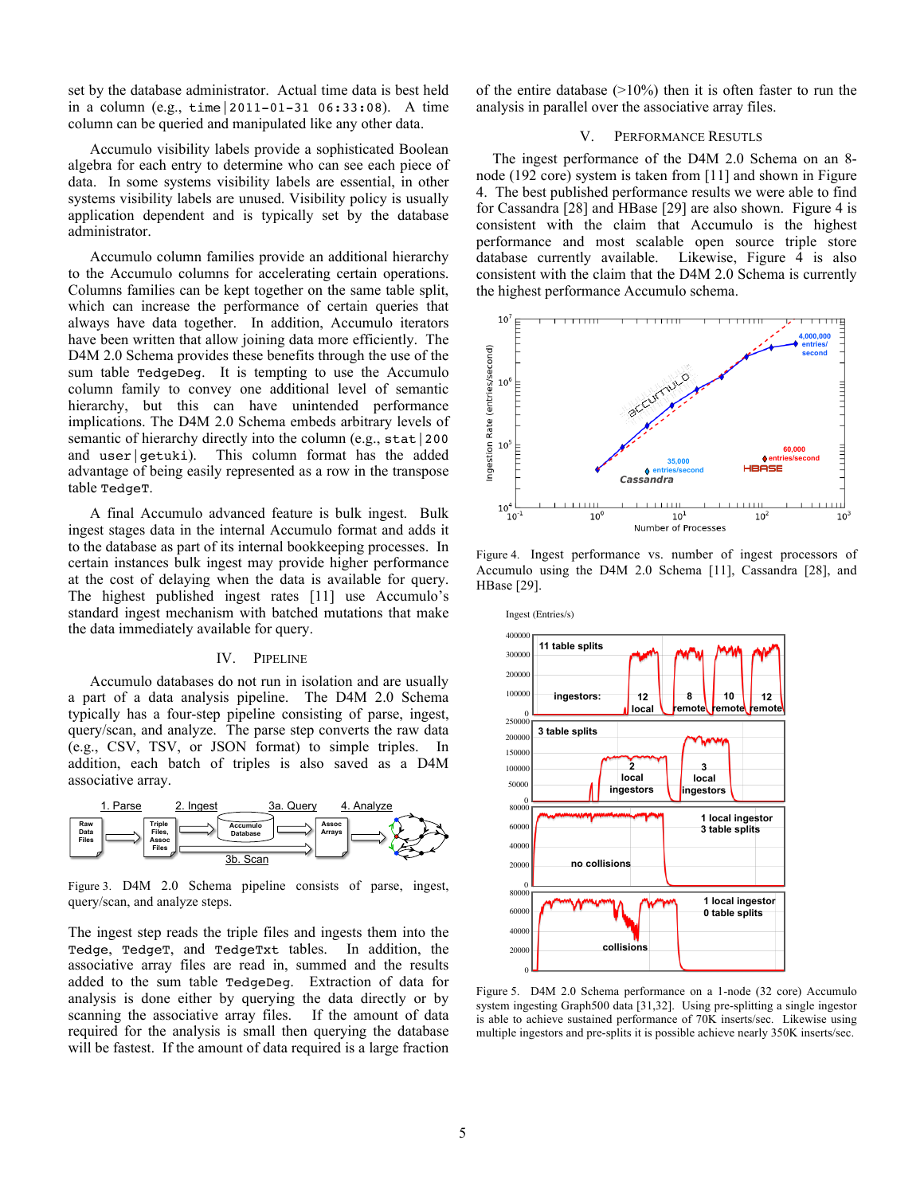set by the database administrator. Actual time data is best held in a column (e.g., `time|2011-01-31 06:33:08`). A time column can be queried and manipulated like any other data.

Accumulo visibility labels provide a sophisticated Boolean algebra for each entry to determine who can see each piece of data. In some systems visibility labels are essential, in other systems visibility labels are unused. Visibility policy is usually application dependent and is typically set by the database administrator.

Accumulo column families provide an additional hierarchy to the Accumulo columns for accelerating certain operations. Columns families can be kept together on the same table split, which can increase the performance of certain queries that always have data together. In addition, Accumulo iterators have been written that allow joining data more efficiently. The D4M 2.0 Schema provides these benefits through the use of the sum table `TedgeDeg`. It is tempting to use the Accumulo column family to convey one additional level of semantic hierarchy, but this can have unintended performance implications. The D4M 2.0 Schema embeds arbitrary levels of semantic of hierarchy directly into the column (e.g., `stat|200` and `user|getuki`). This column format has the added advantage of being easily represented as a row in the transpose table `TedgeT`.

A final Accumulo advanced feature is bulk ingest. Bulk ingest stages data in the internal Accumulo format and adds it to the database as part of its internal bookkeeping processes. In certain instances bulk ingest may provide higher performance at the cost of delaying when the data is available for query. The highest published ingest rates [11] use Accumulo's standard ingest mechanism with batched mutations that make the data immediately available for query.

## IV. Pipeline

Accumulo databases do not run in isolation and are usually a part of a data analysis pipeline. The D4M 2.0 Schema typically has a four-step pipeline consisting of parse, ingest, query/scan, and analyze. The parse step converts the raw data (e.g., CSV, TSV, or JSON format) to simple triples. In addition, each batch of triples is also saved as a D4M associative array.

Figure 3. D4M 2.0 Schema pipeline consists of parse, ingest, query/scan, and analyze steps.

The ingest step reads the triple files and ingests them into the `Tedge`, `TedgeT`, and `TedgeTxt` tables. In addition, the associative array files are read, summed and the results added to the sum table `TedgeDeg`. Extraction of data for analysis is done either by querying the data directly or by scanning the associative array files. If the amount of data required for the analysis is small then querying the database will be fastest. If the amount of data required is a large fraction of the entire database (>10%) then it is often faster to run the analysis in parallel over the associative array files.

## V. Performance Resutls

The ingest performance of the D4M 2.0 Schema on an 8-node (192 core) system is taken from [11] and shown in Figure 4. The best published performance results we were able to find for Cassandra [28] and HBase [29] are also shown. Figure 4 is consistent with the claim that Accumulo is the highest performance and most scalable open source triple store database currently available. Likewise, Figure 4 is also consistent with the claim that the D4M 2.0 Schema is currently the highest performance Accumulo schema.

Figure 4. Ingest performance vs. number of ingest processors of Accumulo using the D4M 2.0 Schema [11], Cassandra [28], and HBase [29].

Figure 5. D4M 2.0 Schema performance on a 1-node (32 core) Accumulo system ingesting Graph500 data [31,32]. Using pre-splitting a single ingestor is able to achieve sustained performance of 70K inserts/sec. Likewise using multiple ingestors and pre-splits it is possible achieve nearly 350K inserts/sec.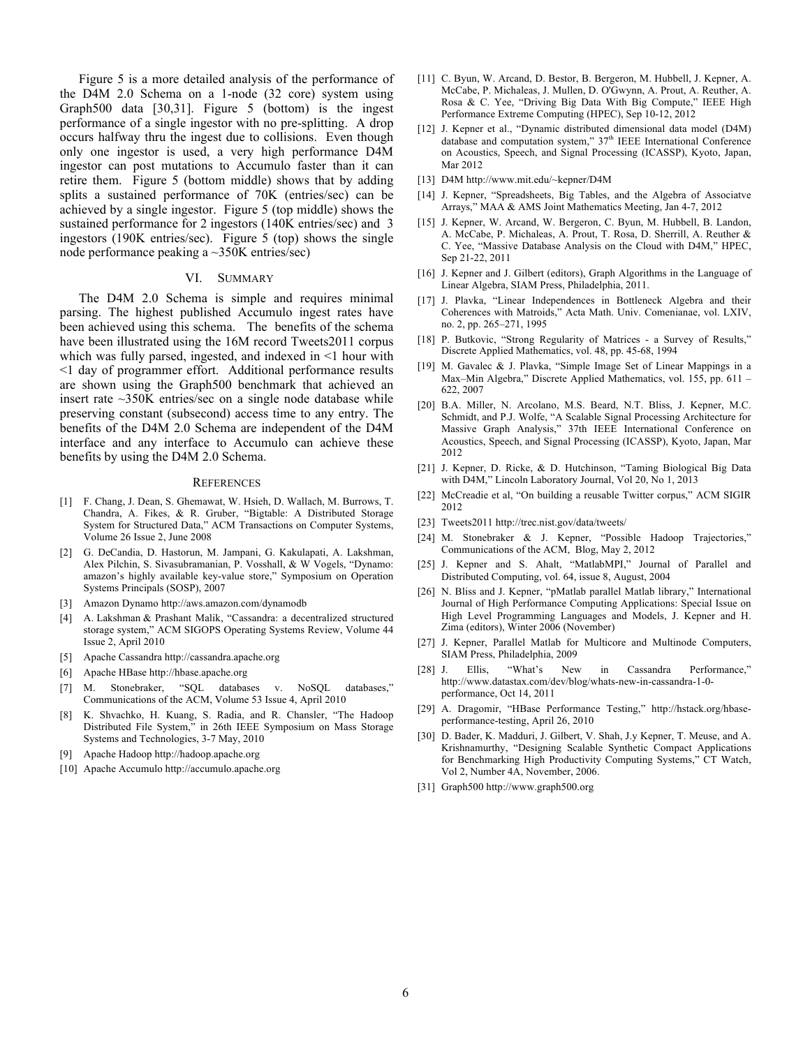Figure 5 is a more detailed analysis of the performance of the D4M 2.0 Schema on a 1-node (32 core) system using Graph500 data [30,31]. Figure 5 (bottom) is the ingest performance of a single ingestor with no pre-splitting. A drop occurs halfway thru the ingest due to collisions. Even though only one ingestor is used, a very high performance D4M ingestor can post mutations to Accumulo faster than it can retire them. Figure 5 (bottom middle) shows that by adding splits a sustained performance of 70K (entries/sec) can be achieved by a single ingestor. Figure 5 (top middle) shows the sustained performance for 2 ingestors (140K entries/sec) and 3 ingestors (190K entries/sec). Figure 5 (top) shows the single node performance peaking a ~350K entries/sec)

## VI. Summary

The D4M 2.0 Schema is simple and requires minimal parsing. The highest published Accumulo ingest rates have been achieved using this schema. The benefits of the schema have been illustrated using the 16M record Tweets2011 corpus which was fully parsed, ingested, and indexed in <1 hour with <1 day of programmer effort. Additional performance results are shown using the Graph500 benchmark that achieved an insert rate ~350K entries/sec on a single node database while preserving constant (subsecond) access time to any entry. The benefits of the D4M 2.0 Schema are independent of the D4M interface and any interface to Accumulo can achieve these benefits by using the D4M 2.0 Schema.

## References

[1] F. Chang, J. Dean, S. Ghemawat, W. Hsieh, D. Wallach, M. Burrows, T. Chandra, A. Fikes, & R. Gruber, "Bigtable: A Distributed Storage System for Structured Data," ACM Transactions on Computer Systems, Volume 26 Issue 2, June 2008

[2] G. DeCandia, D. Hastorun, M. Jampani, G. Kakulapati, A. Lakshman, Alex Pilchin, S. Sivasubramanian, P. Vosshall, & W Vogels, "Dynamo: amazon's highly available key-value store," Symposium on Operation Systems Principals (SOSP), 2007

[3] Amazon Dynamo http://aws.amazon.com/dynamodb

[4] A. Lakshman & Prashant Malik, "Cassandra: a decentralized structured storage system," ACM SIGOPS Operating Systems Review, Volume 44 Issue 2, April 2010

[5] Apache Cassandra http://cassandra.apache.org

[6] Apache HBase http://hbase.apache.org

[7] M. Stonebraker, "SQL databases v. NoSQL databases," Communications of the ACM, Volume 53 Issue 4, April 2010

[8] K. Shvachko, H. Kuang, S. Radia, and R. Chansler, "The Hadoop Distributed File System," in 26th IEEE Symposium on Mass Storage Systems and Technologies, 3-7 May, 2010

[9] Apache Hadoop http://hadoop.apache.org

[10] Apache Accumulo http://accumulo.apache.org

[11] C. Byun, W. Arcand, D. Bestor, B. Bergeron, M. Hubbell, J. Kepner, A. McCabe, P. Michaleas, J. Mullen, D. O'Gwynn, A. Prout, A. Reuther, A. Rosa & C. Yee, "Driving Big Data With Big Compute," IEEE High Performance Extreme Computing (HPEC), Sep 10-12, 2012

[12] J. Kepner et al., "Dynamic distributed dimensional data model (D4M) database and computation system," 37th IEEE International Conference on Acoustics, Speech, and Signal Processing (ICASSP), Kyoto, Japan, Mar 2012

[13] D4M http://www.mit.edu/~kepner/D4M

[14] J. Kepner, "Spreadsheets, Big Tables, and the Algebra of Associatve Arrays," MAA & AMS Joint Mathematics Meeting, Jan 4-7, 2012

[15] J. Kepner, W. Arcand, W. Bergeron, C. Byun, M. Hubbell, B. Landon, A. McCabe, P. Michaleas, A. Prout, T. Rosa, D. Sherrill, A. Reuther & C. Yee, "Massive Database Analysis on the Cloud with D4M," HPEC, Sep 21-22, 2011

[16] J. Kepner and J. Gilbert (editors), Graph Algorithms in the Language of Linear Algebra, SIAM Press, Philadelphia, 2011.

[17] J. Plavka, "Linear Independences in Bottleneck Algebra and their Coherences with Matroids," Acta Math. Univ. Comenianae, vol. LXIV, no. 2, pp. 265–271, 1995

[18] P. Butkovic, "Strong Regularity of Matrices - a Survey of Results," Discrete Applied Mathematics, vol. 48, pp. 45-68, 1994

[19] M. Gavalec & J. Plavka, "Simple Image Set of Linear Mappings in a Max–Min Algebra," Discrete Applied Mathematics, vol. 155, pp. 611 – 622, 2007

[20] B.A. Miller, N. Arcolano, M.S. Beard, N.T. Bliss, J. Kepner, M.C. Schmidt, and P.J. Wolfe, "A Scalable Signal Processing Architecture for Massive Graph Analysis," 37th IEEE International Conference on Acoustics, Speech, and Signal Processing (ICASSP), Kyoto, Japan, Mar 2012

[21] J. Kepner, D. Ricke, & D. Hutchinson, "Taming Biological Big Data with D4M," Lincoln Laboratory Journal, Vol 20, No 1, 2013

[22] McCreadie et al, "On building a reusable Twitter corpus," ACM SIGIR 2012

[23] Tweets2011 http://trec.nist.gov/data/tweets/

[24] M. Stonebraker & J. Kepner, "Possible Hadoop Trajectories," Communications of the ACM, Blog, May 2, 2012

[25] J. Kepner and S. Ahalt, "MatlabMPI," Journal of Parallel and Distributed Computing, vol. 64, issue 8, August, 2004

[26] N. Bliss and J. Kepner, "pMatlab parallel Matlab library," International Journal of High Performance Computing Applications: Special Issue on High Level Programming Languages and Models, J. Kepner and H. Zima (editors), Winter 2006 (November)

[27] J. Kepner, Parallel Matlab for Multicore and Multinode Computers, SIAM Press, Philadelphia, 2009

[28] J. Ellis, "What's New in Cassandra Performance," http://www.datastax.com/dev/blog/whats-new-in-cassandra-1-0-performance, Oct 14, 2011

[29] A. Dragomir, "HBase Performance Testing," http://hstack.org/hbase-performance-testing, April 26, 2010

[30] D. Bader, K. Madduri, J. Gilbert, V. Shah, J.y Kepner, T. Meuse, and A. Krishnamurthy, "Designing Scalable Synthetic Compact Applications for Benchmarking High Productivity Computing Systems," CT Watch, Vol 2, Number 4A, November, 2006.

[31] Graph500 http://www.graph500.org